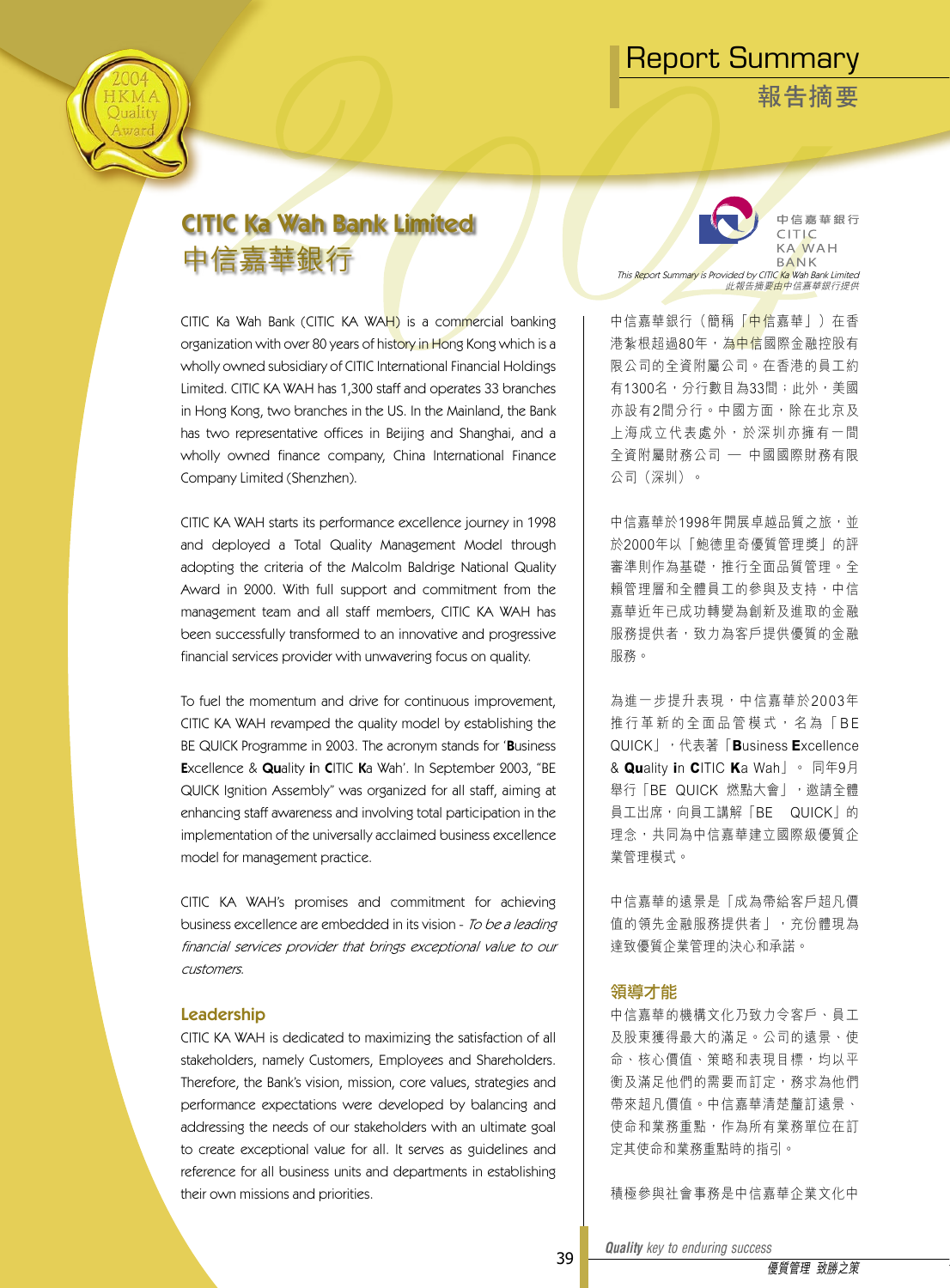# CITIC Ka Wah Bank Limited
# 中信嘉華銀行

*This Report Summary is Provided by CITIC Ka Wah Bank Limited*
*此報告摘要由中信嘉華銀行提供*

CITIC Ka Wah Bank (CITIC KA WAH) is a commercial banking organization with over 80 years of history in Hong Kong which is a wholly owned subsidiary of CITIC International Financial Holdings Limited. CITIC KA WAH has 1,300 staff and operates 33 branches in Hong Kong, two branches in the US. In the Mainland, the Bank has two representative offices in Beijing and Shanghai, and a wholly owned finance company, China International Finance Company Limited (Shenzhen).

CITIC KA WAH starts its performance excellence journey in 1998 and deployed a Total Quality Management Model through adopting the criteria of the Malcolm Baldrige National Quality Award in 2000. With full support and commitment from the management team and all staff members, CITIC KA WAH has been successfully transformed to an innovative and progressive financial services provider with unwavering focus on quality.

To fuel the momentum and drive for continuous improvement, CITIC KA WAH revamped the quality model by establishing the BE QUICK Programme in 2003. The acronym stands for '**B**usiness **E**xcellence & **Qu**ality **i**n **C**ITIC **K**a Wah'. In September 2003, "BE QUICK Ignition Assembly" was organized for all staff, aiming at enhancing staff awareness and involving total participation in the implementation of the universally acclaimed business excellence model for management practice.

CITIC KA WAH's promises and commitment for achieving business excellence are embedded in its vision - *To be a leading financial services provider that brings exceptional value to our customers.*

## Leadership

CITIC KA WAH is dedicated to maximizing the satisfaction of all stakeholders, namely Customers, Employees and Shareholders. Therefore, the Bank's vision, mission, core values, strategies and performance expectations were developed by balancing and addressing the needs of our stakeholders with an ultimate goal to create exceptional value for all. It serves as guidelines and reference for all business units and departments in establishing their own missions and priorities.

中信嘉華銀行（簡稱「中信嘉華」）在香港紮根超過80年，為中信國際金融控股有限公司的全資附屬公司。在香港的員工約有1300名，分行數目為33間；此外，美國亦設有2間分行。中國方面，除在北京及上海成立代表處外，於深圳亦擁有一間全資附屬財務公司 — 中國國際財務有限公司（深圳）。

中信嘉華於1998年開展卓越品質之旅，並於2000年以「鮑德里奇優質管理獎」的評審準則作為基礎，推行全面品質管理。全賴管理層和全體員工的參與及支持，中信嘉華近年已成功轉變為創新及進取的金融服務提供者，致力為客戶提供優質的金融服務。

為進一步提升表現，中信嘉華於2003年推行革新的全面品管模式，名為「BE QUICK」，代表著「**B**usiness **E**xcellence & **Qu**ality **i**n **C**ITIC **K**a Wah」。同年9月舉行「BE QUICK 燃點大會」，邀請全體員工出席，向員工講解「BE QUICK」的理念，共同為中信嘉華建立國際級優質企業管理模式。

中信嘉華的遠景是「成為帶給客戶超凡價值的領先金融服務提供者」，充份體現為達致優質企業管理的決心和承諾。

## 領導才能

中信嘉華的機構文化乃致力令客戶、員工及股東獲得最大的滿足。公司的遠景、使命、核心價值、策略和表現目標，均以平衡及滿足他們的需要而訂定，務求為他們帶來超凡價值。中信嘉華清楚釐訂遠景、使命和業務重點，作為所有業務單位在訂定其使命和業務重點時的指引。

積極參與社會事務是中信嘉華企業文化中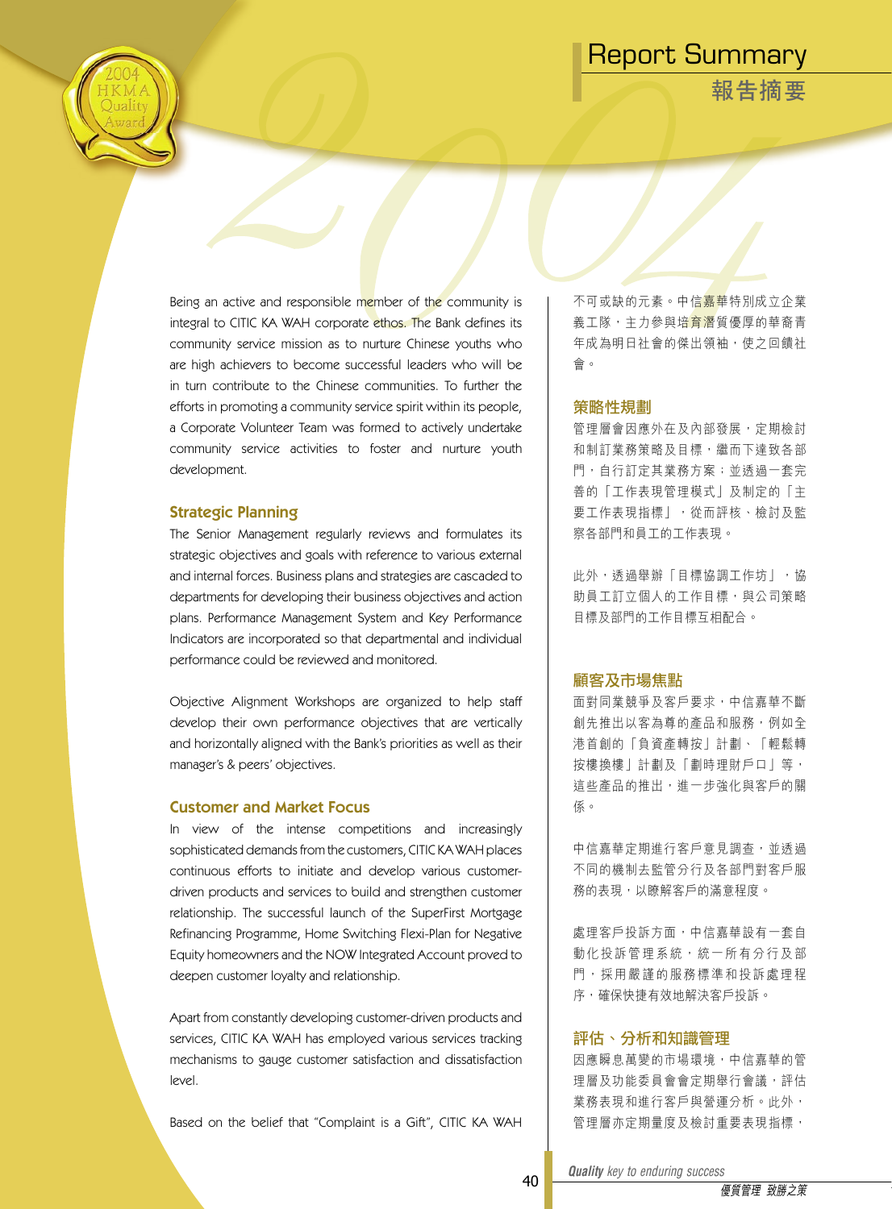# Report Summary
# 報告摘要

Being an active and responsible member of the community is integral to CITIC KA WAH corporate ethos. The Bank defines its community service mission as to nurture Chinese youths who are high achievers to become successful leaders who will be in turn contribute to the Chinese communities. To further the efforts in promoting a community service spirit within its people, a Corporate Volunteer Team was formed to actively undertake community service activities to foster and nurture youth development.

## Strategic Planning

The Senior Management regularly reviews and formulates its strategic objectives and goals with reference to various external and internal forces. Business plans and strategies are cascaded to departments for developing their business objectives and action plans. Performance Management System and Key Performance Indicators are incorporated so that departmental and individual performance could be reviewed and monitored.

Objective Alignment Workshops are organized to help staff develop their own performance objectives that are vertically and horizontally aligned with the Bank's priorities as well as their manager's & peers' objectives.

## Customer and Market Focus

In view of the intense competitions and increasingly sophisticated demands from the customers, CITIC KA WAH places continuous efforts to initiate and develop various customer-driven products and services to build and strengthen customer relationship. The successful launch of the SuperFirst Mortgage Refinancing Programme, Home Switching Flexi-Plan for Negative Equity homeowners and the NOW Integrated Account proved to deepen customer loyalty and relationship.

Apart from constantly developing customer-driven products and services, CITIC KA WAH has employed various services tracking mechanisms to gauge customer satisfaction and dissatisfaction level.

Based on the belief that "Complaint is a Gift", CITIC KA WAH

不可或缺的元素。中信嘉華特別成立企業義工隊，主力參與培育潛質優厚的華裔青年成為明日社會的傑出領袖，使之回饋社會。

## 策略性規劃

管理層會因應外在及內部發展，定期檢討和制訂業務策略及目標，繼而下達致各部門，自行訂定其業務方案；並透過一套完善的「工作表現管理模式」及制定的「主要工作表現指標」，從而評核、檢討及監察各部門和員工的工作表現。

此外，透過舉辦「目標協調工作坊」，協助員工訂立個人的工作目標，與公司策略目標及部門的工作目標互相配合。

## 顧客及市場焦點

面對同業競爭及客戶要求，中信嘉華不斷創先推出以客為尊的產品和服務，例如全港首創的「負資產轉按」計劃、「輕鬆轉按樓換樓」計劃及「劃時理財戶口」等，這些產品的推出，進一步強化與客戶的關係。

中信嘉華定期進行客戶意見調查，並透過不同的機制去監管分行及各部門對客戶服務的表現，以瞭解客戶的滿意程度。

處理客戶投訴方面，中信嘉華設有一套自動化投訴管理系統，統一所有分行及部門，採用嚴謹的服務標準和投訴處理程序，確保快捷有效地解決客戶投訴。

## 評估、分析和知識管理

因應瞬息萬變的市場環境，中信嘉華的管理層及功能委員會會定期舉行會議，評估業務表現和進行客戶與營運分析。此外，管理層亦定期量度及檢討重要表現指標，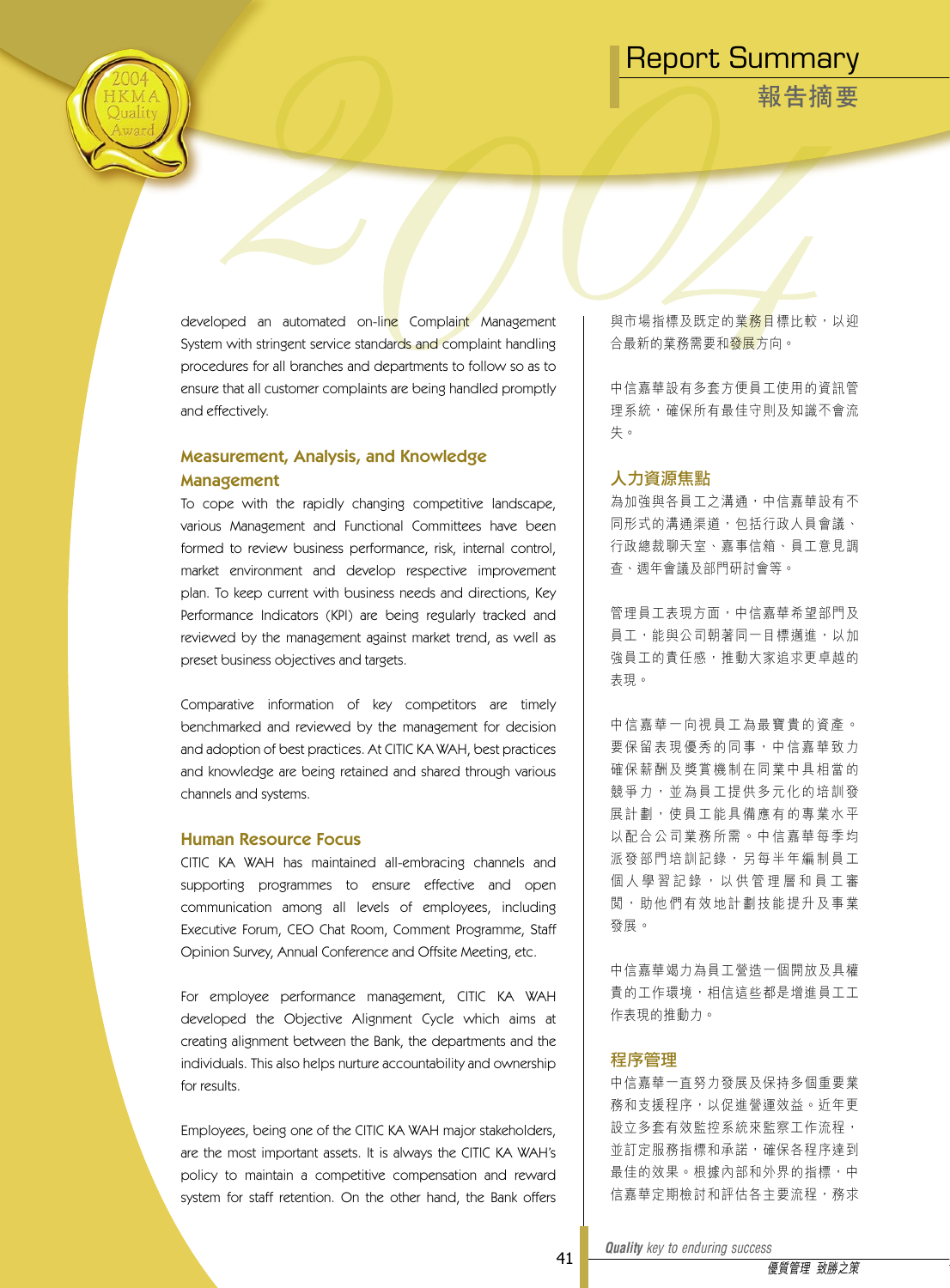developed an automated on-line Complaint Management System with stringent service standards and complaint handling procedures for all branches and departments to follow so as to ensure that all customer complaints are being handled promptly and effectively.

### Measurement, Analysis, and Knowledge Management

To cope with the rapidly changing competitive landscape, various Management and Functional Committees have been formed to review business performance, risk, internal control, market environment and develop respective improvement plan. To keep current with business needs and directions, Key Performance Indicators (KPI) are being regularly tracked and reviewed by the management against market trend, as well as preset business objectives and targets.

Comparative information of key competitors are timely benchmarked and reviewed by the management for decision and adoption of best practices. At CITIC KA WAH, best practices and knowledge are being retained and shared through various channels and systems.

### Human Resource Focus

CITIC KA WAH has maintained all-embracing channels and supporting programmes to ensure effective and open communication among all levels of employees, including Executive Forum, CEO Chat Room, Comment Programme, Staff Opinion Survey, Annual Conference and Offsite Meeting, etc.

For employee performance management, CITIC KA WAH developed the Objective Alignment Cycle which aims at creating alignment between the Bank, the departments and the individuals. This also helps nurture accountability and ownership for results.

Employees, being one of the CITIC KA WAH major stakeholders, are the most important assets. It is always the CITIC KA WAH's policy to maintain a competitive compensation and reward system for staff retention. On the other hand, the Bank offers

與市場指標及既定的業務目標比較，以迎合最新的業務需要和發展方向。

中信嘉華設有多套方便員工使用的資訊管理系統，確保所有最佳守則及知識不會流失。

### 人力資源焦點

為加強與各員工之溝通，中信嘉華設有不同形式的溝通渠道，包括行政人員會議、行政總裁聊天室、嘉事信箱、員工意見調查、週年會議及部門研討會等。

管理員工表現方面，中信嘉華希望部門及員工，能與公司朝著同一目標邁進，以加強員工的責任感，推動大家追求更卓越的表現。

中信嘉華一向視員工為最寶貴的資產。要保留表現優秀的同事，中信嘉華致力確保薪酬及獎賞機制在同業中具相當的競爭力，並為員工提供多元化的培訓發展計劃，使員工能具備應有的專業水平以配合公司業務所需。中信嘉華每季均派發部門培訓記錄，另每半年編制員工個人學習記錄，以供管理層和員工審閱，助他們有效地計劃技能提升及事業發展。

中信嘉華竭力為員工營造一個開放及具權責的工作環境，相信這些都是增進員工工作表現的推動力。

### 程序管理

中信嘉華一直努力發展及保持多個重要業務和支援程序，以促進營運效益。近年更設立多套有效監控系統來監察工作流程，並訂定服務指標和承諾，確保各程序達到最佳的效果。根據內部和外界的指標，中信嘉華定期檢討和評估各主要流程，務求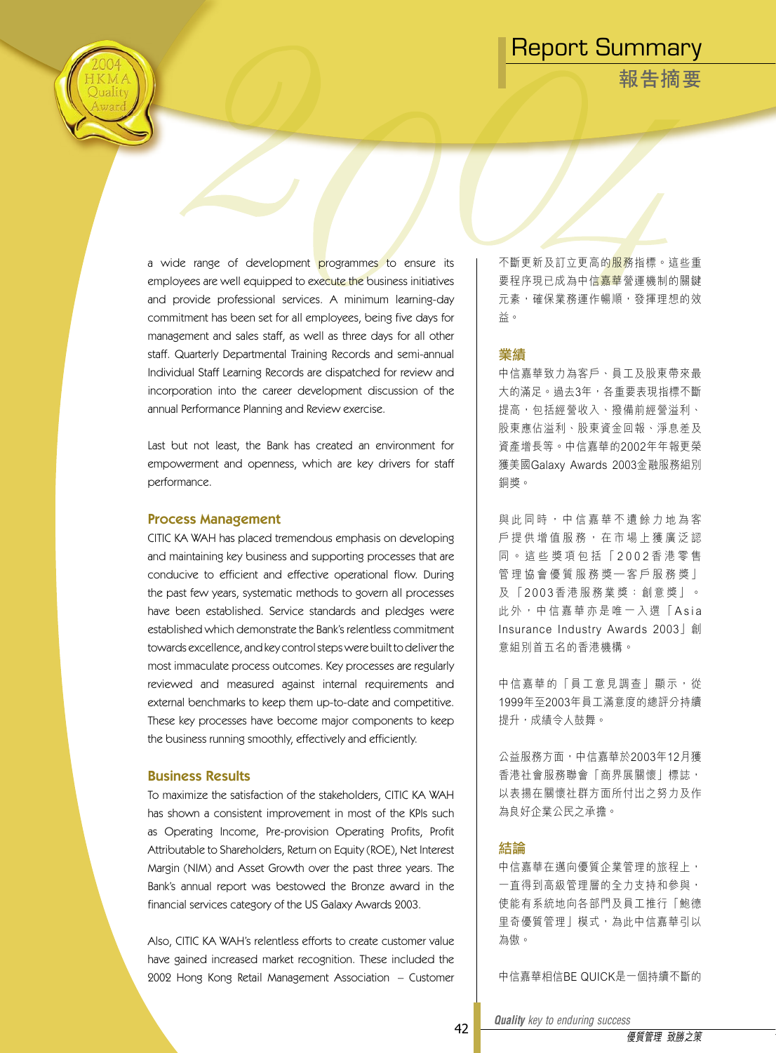# Report Summary

## 報告摘要

a wide range of development programmes to ensure its employees are well equipped to execute the business initiatives and provide professional services. A minimum learning-day commitment has been set for all employees, being five days for management and sales staff, as well as three days for all other staff. Quarterly Departmental Training Records and semi-annual Individual Staff Learning Records are dispatched for review and incorporation into the career development discussion of the annual Performance Planning and Review exercise.

Last but not least, the Bank has created an environment for empowerment and openness, which are key drivers for staff performance.

### Process Management

CITIC KA WAH has placed tremendous emphasis on developing and maintaining key business and supporting processes that are conducive to efficient and effective operational flow. During the past few years, systematic methods to govern all processes have been established. Service standards and pledges were established which demonstrate the Bank's relentless commitment towards excellence, and key control steps were built to deliver the most immaculate process outcomes. Key processes are regularly reviewed and measured against internal requirements and external benchmarks to keep them up-to-date and competitive. These key processes have become major components to keep the business running smoothly, effectively and efficiently.

### Business Results

To maximize the satisfaction of the stakeholders, CITIC KA WAH has shown a consistent improvement in most of the KPIs such as Operating Income, Pre-provision Operating Profits, Profit Attributable to Shareholders, Return on Equity (ROE), Net Interest Margin (NIM) and Asset Growth over the past three years. The Bank's annual report was bestowed the Bronze award in the financial services category of the US Galaxy Awards 2003.

Also, CITIC KA WAH's relentless efforts to create customer value have gained increased market recognition. These included the 2002 Hong Kong Retail Management Association – Customer

不斷更新及訂立更高的服務指標。這些重要程序現已成為中信嘉華營運機制的關鍵元素，確保業務運作暢順，發揮理想的效益。

### 業績

中信嘉華致力為客戶、員工及股東帶來最大的滿足。過去3年，各重要表現指標不斷提高，包括經營收入、撥備前經營溢利、股東應佔溢利、股東資金回報、淨息差及資產增長等。中信嘉華的2002年年報更榮獲美國Galaxy Awards 2003金融服務組別銅獎。

與此同時，中信嘉華不遺餘力地為客戶提供增值服務，在市場上獲廣泛認同。這些獎項包括「2002香港零售管理協會優質服務獎—客戶服務獎」及「2003香港服務業獎：創意獎」。此外，中信嘉華亦是唯一入選「Asia Insurance Industry Awards 2003」創意組別首五名的香港機構。

中信嘉華的「員工意見調查」顯示，從1999年至2003年員工滿意度的總評分持續提升，成績令人鼓舞。

公益服務方面，中信嘉華於2003年12月獲香港社會服務聯會「商界展關懷」標誌，以表揚在關懷社群方面所付出之努力及作為良好企業公民之承擔。

### 結論

中信嘉華在邁向優質企業管理的旅程上，一直得到高級管理層的全力支持和參與，使能有系統地向各部門及員工推行「鮑德里奇優質管理」模式，為此中信嘉華引以為傲。

中信嘉華相信BE QUICK是一個持續不斷的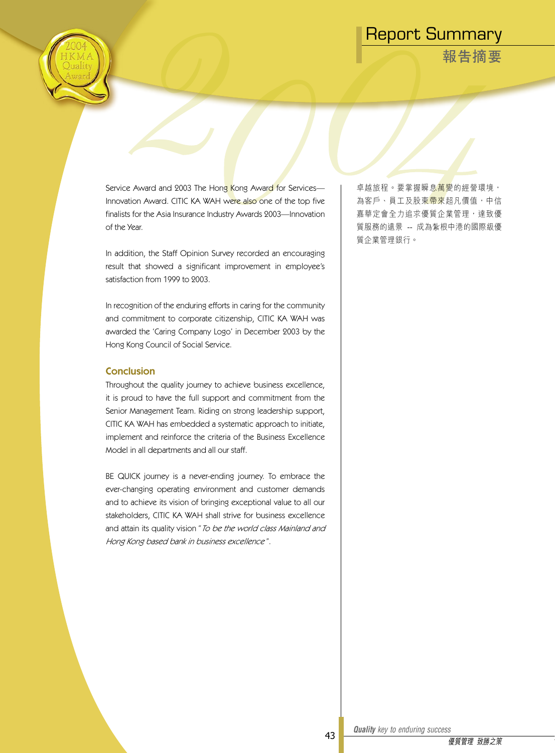Service Award and 2003 The Hong Kong Award for Services—Innovation Award. CITIC KA WAH were also one of the top five finalists for the Asia Insurance Industry Awards 2003—Innovation of the Year.

In addition, the Staff Opinion Survey recorded an encouraging result that showed a significant improvement in employee's satisfaction from 1999 to 2003.

In recognition of the enduring efforts in caring for the community and commitment to corporate citizenship, CITIC KA WAH was awarded the 'Caring Company Logo' in December 2003 by the Hong Kong Council of Social Service.

## Conclusion

Throughout the quality journey to achieve business excellence, it is proud to have the full support and commitment from the Senior Management Team. Riding on strong leadership support, CITIC KA WAH has embedded a systematic approach to initiate, implement and reinforce the criteria of the Business Excellence Model in all departments and all our staff.

BE QUICK journey is a never-ending journey. To embrace the ever-changing operating environment and customer demands and to achieve its vision of bringing exceptional value to all our stakeholders, CITIC KA WAH shall strive for business excellence and attain its quality vision "*To be the world class Mainland and Hong Kong based bank in business excellence*".

卓越旅程。要掌握瞬息萬變的經營環境，為客戶、員工及股東帶來超凡價值，中信嘉華定會全力追求優質企業管理，達致優質服務的遠景 -- 成為紮根中港的國際級優質企業管理銀行。